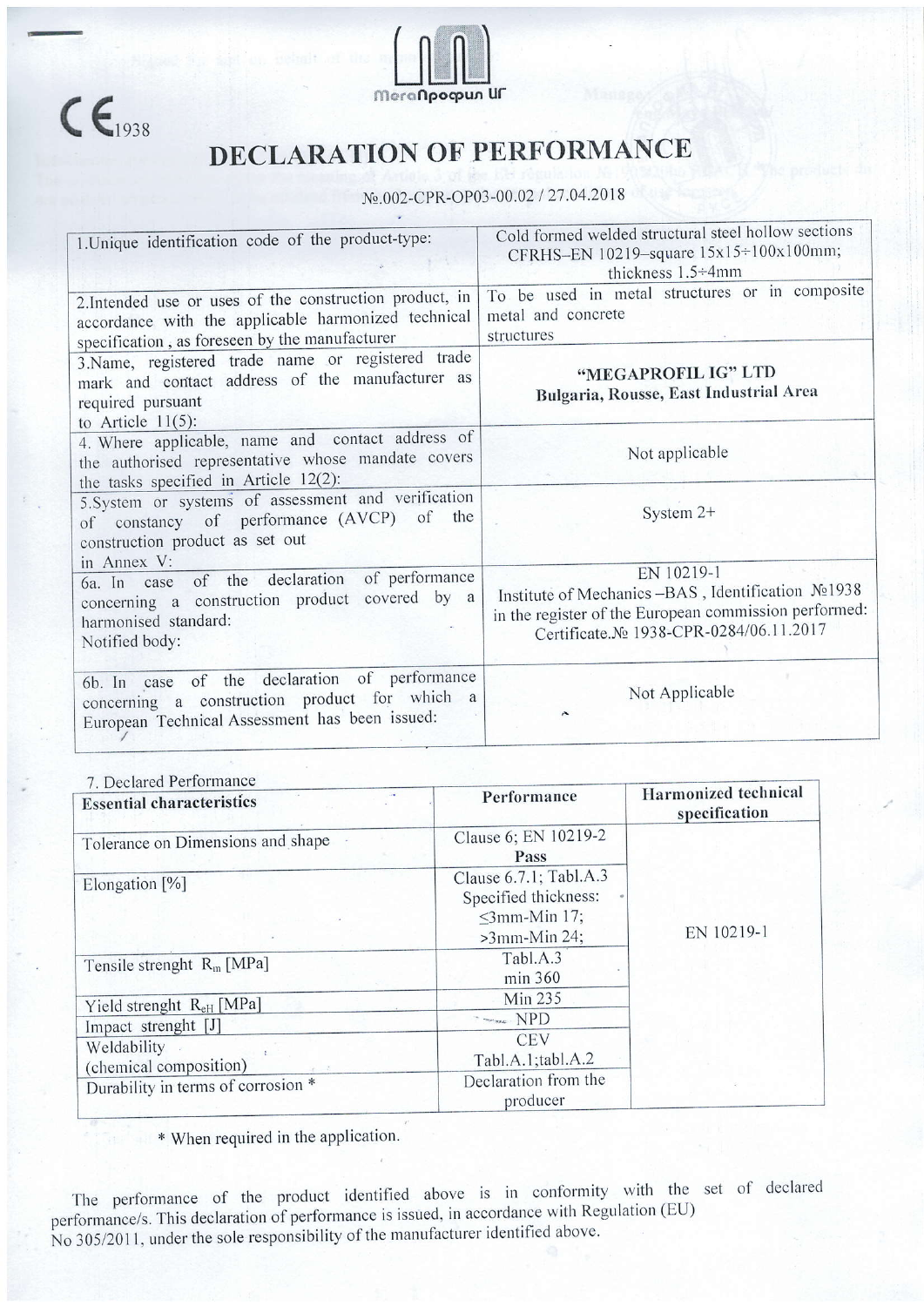CE 1938

МегаПрофил ИГ

# DECLARATION OF PERFORMANCE

№.002-CPR-OP03-00.02 / 27.04.2018

| | |
|---|---|
| 1.Unique identification code of the product-type: | Cold formed welded structural steel hollow sections CFRHS–EN 10219–square 15x15÷100x100mm; thickness 1.5÷4mm |
| 2.Intended use or uses of the construction product, in accordance with the applicable harmonized technical specification , as foreseen by the manufacturer | To be used in metal structures or in composite metal and concrete structures |
| 3.Name, registered trade name or registered trade mark and contact address of the manufacturer as required pursuant to Article 11(5): | **"MEGAPROFIL IG" LTD** **Bulgaria, Rousse, East Industrial Area** |
| 4. Where applicable, name and contact address of the authorised representative whose mandate covers the tasks specified in Article 12(2): | Not applicable |
| 5.System or systems of assessment and verification of constancy of performance (AVCP) of the construction product as set out in Annex V: | System 2+ |
| 6a. In case of the declaration of performance concerning a construction product covered by a harmonised standard: Notified body: | EN 10219-1 Institute of Mechanics –BAS , Identification №1938 in the register of the European commission performed: Certificate.№ 1938-CPR-0284/06.11.2017 |
| 6b. In case of the declaration of performance concerning a construction product for which a European Technical Assessment has been issued: | Not Applicable |

7. Declared Performance

| Essential characteristics | Performance | Harmonized technical specification |
|---|---|---|
| Tolerance on Dimensions and shape | Clause 6; EN 10219-2 **Pass** | EN 10219-1 |
| Elongation [%] | Clause 6.7.1; Tabl.A.3 Specified thickness: ≤3mm-Min 17; >3mm-Min 24; | |
| Tensile strenght $R_m$ [MPa] | Tabl.A.3 min 360 | |
| Yield strenght $R_{eH}$ [MPa] | Min 235 | |
| Impact strenght [J] | NPD | |
| Weldability (chemical composition) | CEV Tabl.A.1;tabl.A.2 | |
| Durability in terms of corrosion * | Declaration from the producer | |

* When required in the application.

The performance of the product identified above is in conformity with the set of declared performance/s. This declaration of performance is issued, in accordance with Regulation (EU) No 305/2011, under the sole responsibility of the manufacturer identified above.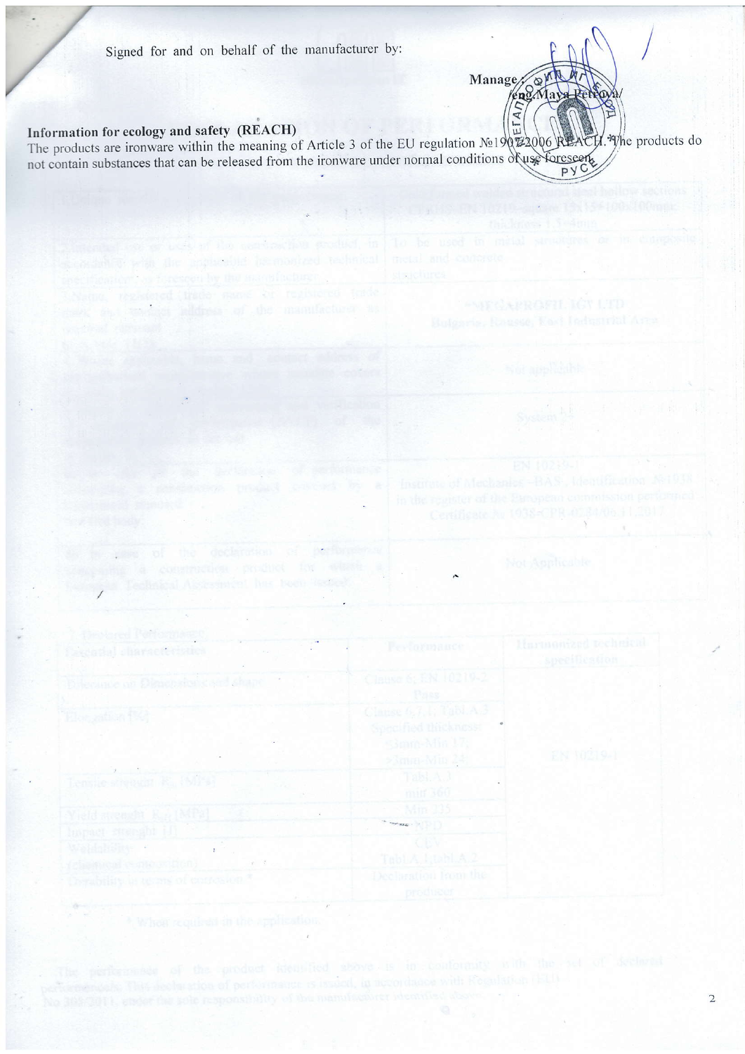Signed for and on behalf of the manufacturer by:

Manager: /eng.Maya Petrova/

**Information for ecology and safety (REACH)**

The products are ironware within the meaning of Article 3 of the EU regulation №1907/2006 REACH. The products do not contain substances that can be released from the ironware under normal conditions of use foreseen.